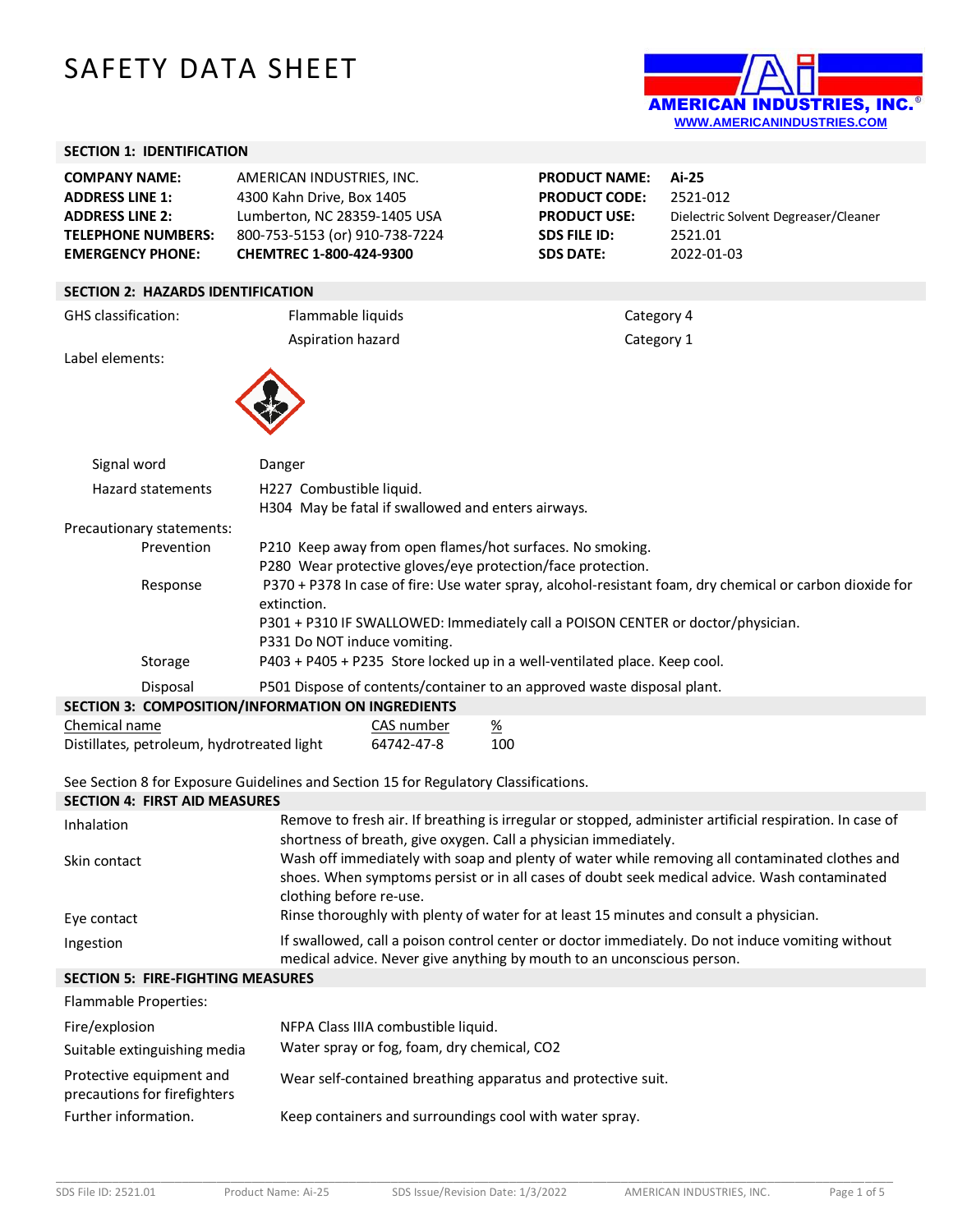# SAFETY DATA SHEET

AMERICAN INDUSTRIES, INC.
WWW.AMERICANINDUSTRIES.COM

## SECTION 1: IDENTIFICATION

| | | | |
|---|---|---|---|
| **COMPANY NAME:** | AMERICAN INDUSTRIES, INC. | **PRODUCT NAME:** | **Ai-25** |
| **ADDRESS LINE 1:** | 4300 Kahn Drive, Box 1405 | **PRODUCT CODE:** | 2521-012 |
| **ADDRESS LINE 2:** | Lumberton, NC 28359-1405 USA | **PRODUCT USE:** | Dielectric Solvent Degreaser/Cleaner |
| **TELEPHONE NUMBERS:** | 800-753-5153 (or) 910-738-7224 | **SDS FILE ID:** | 2521.01 |
| **EMERGENCY PHONE:** | **CHEMTREC 1-800-424-9300** | **SDS DATE:** | 2022-01-03 |

## SECTION 2: HAZARDS IDENTIFICATION

| | | |
|---|---|---|
| GHS classification: | Flammable liquids | Category 4 |
| | Aspiration hazard | Category 1 |

Label elements:

Signal word: Danger

Hazard statements:
- H227 Combustible liquid.
- H304 May be fatal if swallowed and enters airways.

Precautionary statements:

- **Prevention**
  - P210 Keep away from open flames/hot surfaces. No smoking.
  - P280 Wear protective gloves/eye protection/face protection.
- **Response**
  - P370 + P378 In case of fire: Use water spray, alcohol-resistant foam, dry chemical or carbon dioxide for extinction.
  - P301 + P310 IF SWALLOWED: Immediately call a POISON CENTER or doctor/physician.
  - P331 Do NOT induce vomiting.
- **Storage**
  - P403 + P405 + P235 Store locked up in a well-ventilated place. Keep cool.
- **Disposal**
  - P501 Dispose of contents/container to an approved waste disposal plant.

## SECTION 3: COMPOSITION/INFORMATION ON INGREDIENTS

| Chemical name | CAS number | % |
|---|---|---|
| Distillates, petroleum, hydrotreated light | 64742-47-8 | 100 |

See Section 8 for Exposure Guidelines and Section 15 for Regulatory Classifications.

## SECTION 4: FIRST AID MEASURES

| | |
|---|---|
| Inhalation | Remove to fresh air. If breathing is irregular or stopped, administer artificial respiration. In case of shortness of breath, give oxygen. Call a physician immediately. |
| Skin contact | Wash off immediately with soap and plenty of water while removing all contaminated clothes and shoes. When symptoms persist or in all cases of doubt seek medical advice. Wash contaminated clothing before re-use. |
| Eye contact | Rinse thoroughly with plenty of water for at least 15 minutes and consult a physician. |
| Ingestion | If swallowed, call a poison control center or doctor immediately. Do not induce vomiting without medical advice. Never give anything by mouth to an unconscious person. |

## SECTION 5: FIRE-FIGHTING MEASURES

Flammable Properties:

| | |
|---|---|
| Fire/explosion | NFPA Class IIIA combustible liquid. |
| Suitable extinguishing media | Water spray or fog, foam, dry chemical, $CO_2$ |
| Protective equipment and precautions for firefighters | Wear self-contained breathing apparatus and protective suit. |
| Further information. | Keep containers and surroundings cool with water spray. |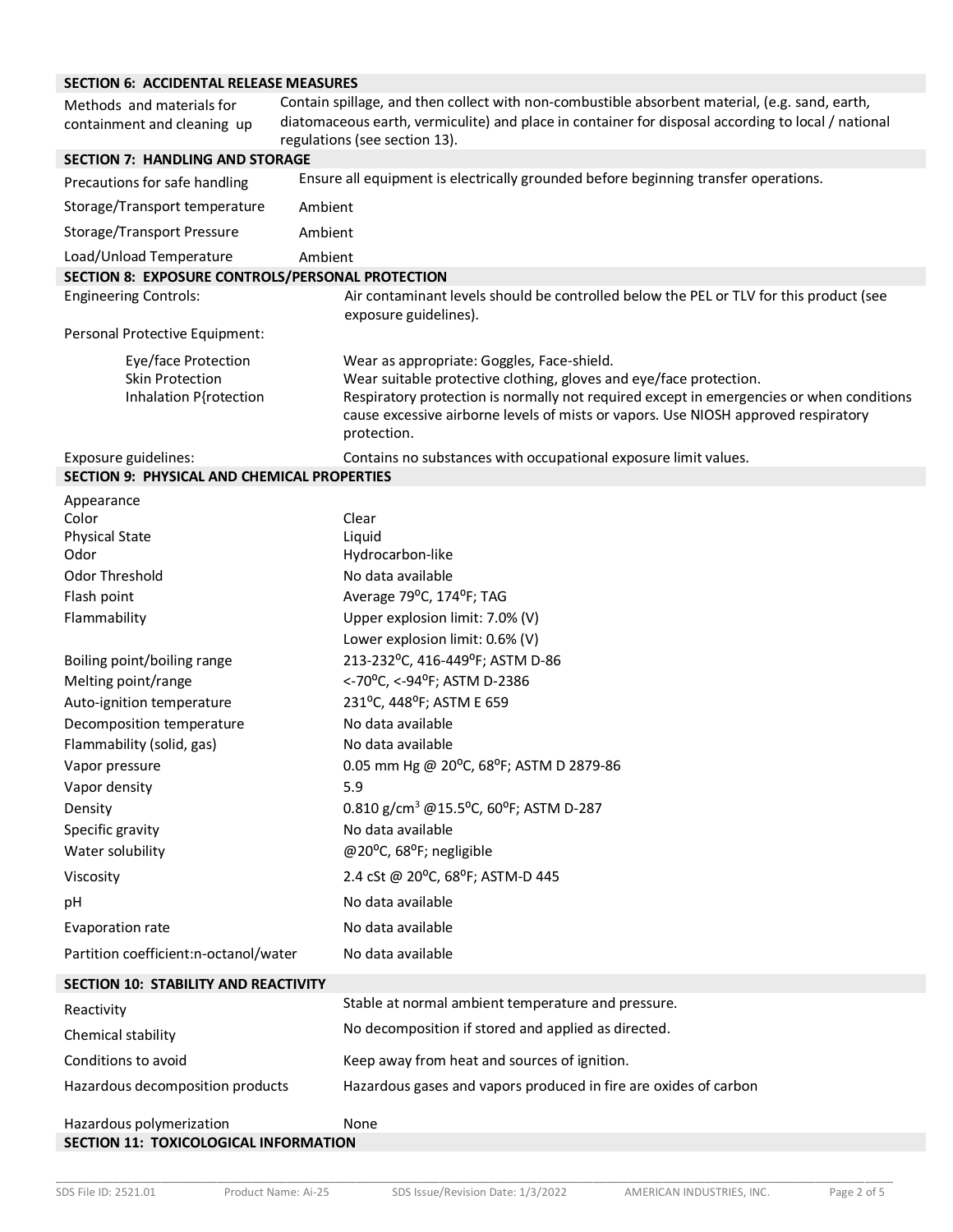## SECTION 6: ACCIDENTAL RELEASE MEASURES

| | |
|---|---|
| Methods and materials for containment and cleaning up | Contain spillage, and then collect with non-combustible absorbent material, (e.g. sand, earth, diatomaceous earth, vermiculite) and place in container for disposal according to local / national regulations (see section 13). |

## SECTION 7: HANDLING AND STORAGE

| | |
|---|---|
| Precautions for safe handling | Ensure all equipment is electrically grounded before beginning transfer operations. |
| Storage/Transport temperature | Ambient |
| Storage/Transport Pressure | Ambient |
| Load/Unload Temperature | Ambient |

## SECTION 8: EXPOSURE CONTROLS/PERSONAL PROTECTION

| | |
|---|---|
| Engineering Controls: | Air contaminant levels should be controlled below the PEL or TLV for this product (see exposure guidelines). |
| Personal Protective Equipment: | |
| Eye/face Protection | Wear as appropriate: Goggles, Face-shield. |
| Skin Protection | Wear suitable protective clothing, gloves and eye/face protection. |
| Inhalation P{rotection | Respiratory protection is normally not required except in emergencies or when conditions cause excessive airborne levels of mists or vapors. Use NIOSH approved respiratory protection. |
| Exposure guidelines: | Contains no substances with occupational exposure limit values. |

## SECTION 9: PHYSICAL AND CHEMICAL PROPERTIES

| | |
|---|---|
| Appearance | |
| Color | Clear |
| Physical State | Liquid |
| Odor | Hydrocarbon-like |
| Odor Threshold | No data available |
| Flash point | Average 79°C, 174°F; TAG |
| Flammability | Upper explosion limit: 7.0% (V) |
| | Lower explosion limit: 0.6% (V) |
| Boiling point/boiling range | 213-232°C, 416-449°F; ASTM D-86 |
| Melting point/range | <-70°C, <-94°F; ASTM D-2386 |
| Auto-ignition temperature | 231°C, 448°F; ASTM E 659 |
| Decomposition temperature | No data available |
| Flammability (solid, gas) | No data available |
| Vapor pressure | 0.05 mm Hg @ 20°C, 68°F; ASTM D 2879-86 |
| Vapor density | 5.9 |
| Density | 0.810 g/cm$^3$ @15.5°C, 60°F; ASTM D-287 |
| Specific gravity | No data available |
| Water solubility | @20°C, 68°F; negligible |
| Viscosity | 2.4 cSt @ 20°C, 68°F; ASTM-D 445 |
| pH | No data available |
| Evaporation rate | No data available |
| Partition coefficient:n-octanol/water | No data available |

## SECTION 10: STABILITY AND REACTIVITY

| | |
|---|---|
| Reactivity | Stable at normal ambient temperature and pressure. |
| Chemical stability | No decomposition if stored and applied as directed. |
| Conditions to avoid | Keep away from heat and sources of ignition. |
| Hazardous decomposition products | Hazardous gases and vapors produced in fire are oxides of carbon |
| Hazardous polymerization | None |

## SECTION 11: TOXICOLOGICAL INFORMATION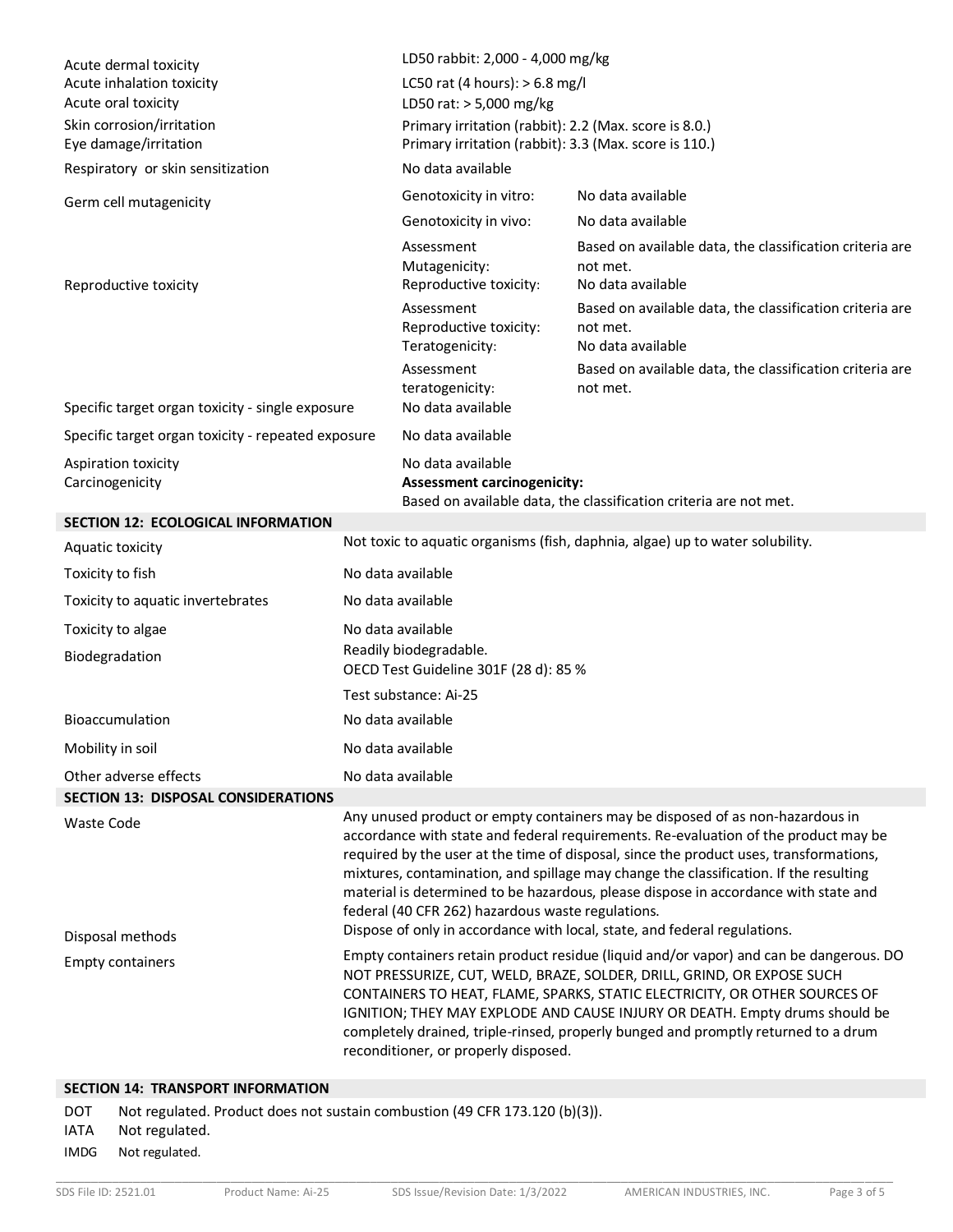| | | |
|---|---|---|
| Acute dermal toxicity | LD50 rabbit: 2,000 - 4,000 mg/kg | |
| Acute inhalation toxicity | LC50 rat (4 hours): > 6.8 mg/l | |
| Acute oral toxicity | LD50 rat: > 5,000 mg/kg | |
| Skin corrosion/irritation | Primary irritation (rabbit): 2.2 (Max. score is 8.0.) | |
| Eye damage/irritation | Primary irritation (rabbit): 3.3 (Max. score is 110.) | |
| Respiratory or skin sensitization | No data available | |
| Germ cell mutagenicity | Genotoxicity in vitro: | No data available |
| | Genotoxicity in vivo: | No data available |
| | Assessment Mutagenicity: | Based on available data, the classification criteria are not met. |
| Reproductive toxicity | Reproductive toxicity: | No data available |
| | Assessment Reproductive toxicity: | Based on available data, the classification criteria are not met. |
| | Teratogenicity: | No data available |
| | Assessment teratogenicity: | Based on available data, the classification criteria are not met. |
| Specific target organ toxicity - single exposure | No data available | |
| Specific target organ toxicity - repeated exposure | No data available | |
| Aspiration toxicity | No data available | |
| Carcinogenicity | **Assessment carcinogenicity:** Based on available data, the classification criteria are not met. | |

## SECTION 12: ECOLOGICAL INFORMATION

| | |
|---|---|
| Aquatic toxicity | Not toxic to aquatic organisms (fish, daphnia, algae) up to water solubility. |
| Toxicity to fish | No data available |
| Toxicity to aquatic invertebrates | No data available |
| Toxicity to algae | No data available |
| Biodegradation | Readily biodegradable. OECD Test Guideline 301F (28 d): 85 % Test substance: Ai-25 |
| Bioaccumulation | No data available |
| Mobility in soil | No data available |
| Other adverse effects | No data available |

## SECTION 13: DISPOSAL CONSIDERATIONS

| | |
|---|---|
| Waste Code | Any unused product or empty containers may be disposed of as non-hazardous in accordance with state and federal requirements. Re-evaluation of the product may be required by the user at the time of disposal, since the product uses, transformations, mixtures, contamination, and spillage may change the classification. If the resulting material is determined to be hazardous, please dispose in accordance with state and federal (40 CFR 262) hazardous waste regulations. |
| Disposal methods | Dispose of only in accordance with local, state, and federal regulations. |
| Empty containers | Empty containers retain product residue (liquid and/or vapor) and can be dangerous. DO NOT PRESSURIZE, CUT, WELD, BRAZE, SOLDER, DRILL, GRIND, OR EXPOSE SUCH CONTAINERS TO HEAT, FLAME, SPARKS, STATIC ELECTRICITY, OR OTHER SOURCES OF IGNITION; THEY MAY EXPLODE AND CAUSE INJURY OR DEATH. Empty drums should be completely drained, triple-rinsed, properly bunged and promptly returned to a drum reconditioner, or properly disposed. |

## SECTION 14: TRANSPORT INFORMATION

| | |
|---|---|
| DOT | Not regulated. Product does not sustain combustion (49 CFR 173.120 (b)(3)). |
| IATA | Not regulated. |
| IMDG | Not regulated. |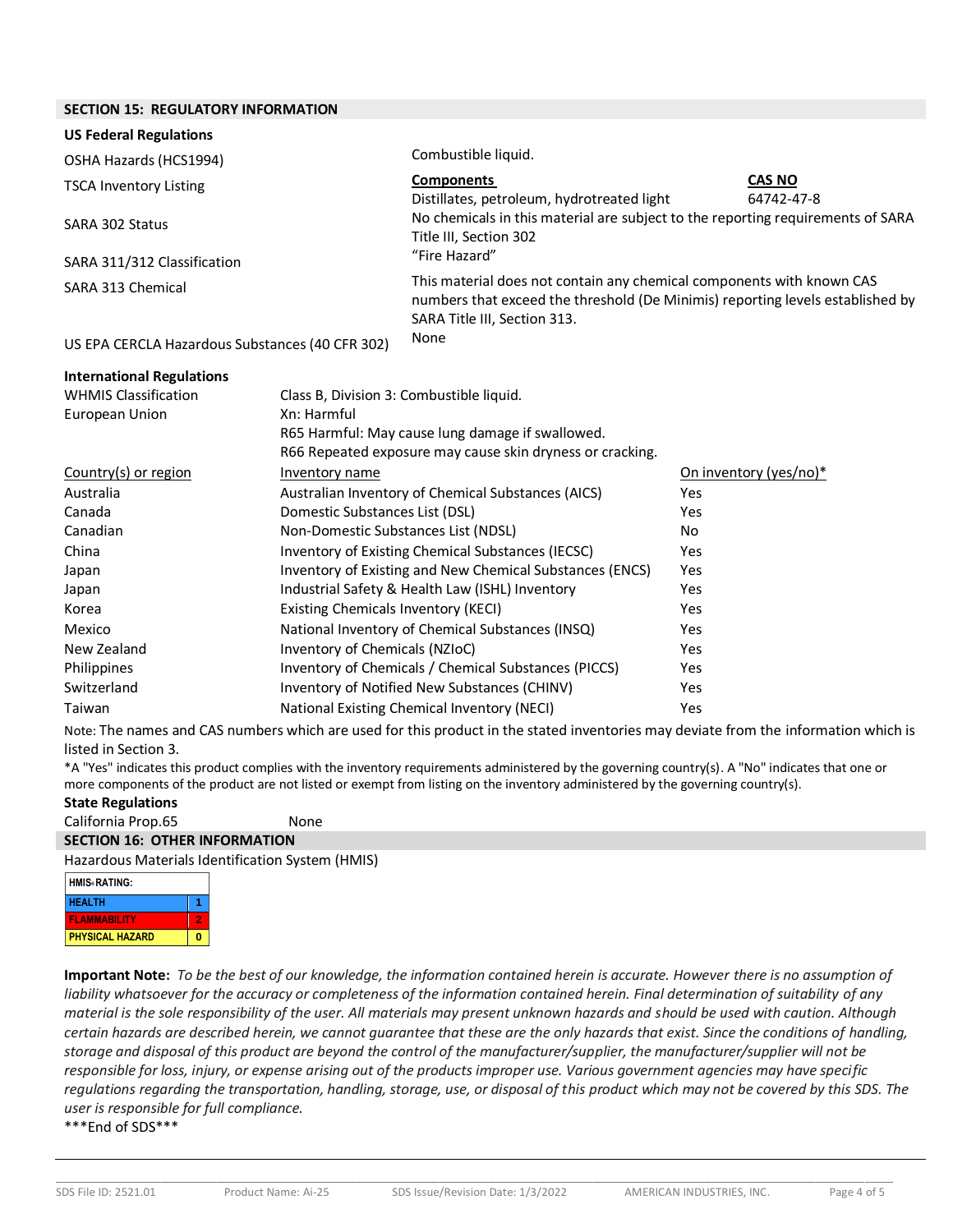## SECTION 15: REGULATORY INFORMATION

**US Federal Regulations**

| | | |
|---|---|---|
| OSHA Hazards (HCS1994) | Combustible liquid. | |
| TSCA Inventory Listing | **Components** | **CAS NO** |
| | Distillates, petroleum, hydrotreated light | 64742-47-8 |
| SARA 302 Status | No chemicals in this material are subject to the reporting requirements of SARA Title III, Section 302 | |
| SARA 311/312 Classification | "Fire Hazard" | |
| SARA 313 Chemical | This material does not contain any chemical components with known CAS numbers that exceed the threshold (De Minimis) reporting levels established by SARA Title III, Section 313. | |
| US EPA CERCLA Hazardous Substances (40 CFR 302) | None | |

**International Regulations**

| | |
|---|---|
| WHMIS Classification | Class B, Division 3: Combustible liquid. |
| European Union | Xn: Harmful<br>R65 Harmful: May cause lung damage if swallowed.<br>R66 Repeated exposure may cause skin dryness or cracking. |

| Country(s) or region | Inventory name | On inventory (yes/no)* |
|---|---|---|
| Australia | Australian Inventory of Chemical Substances (AICS) | Yes |
| Canada | Domestic Substances List (DSL) | Yes |
| Canadian | Non-Domestic Substances List (NDSL) | No |
| China | Inventory of Existing Chemical Substances (IECSC) | Yes |
| Japan | Inventory of Existing and New Chemical Substances (ENCS) | Yes |
| Japan | Industrial Safety & Health Law (ISHL) Inventory | Yes |
| Korea | Existing Chemicals Inventory (KECI) | Yes |
| Mexico | National Inventory of Chemical Substances (INSQ) | Yes |
| New Zealand | Inventory of Chemicals (NZIoC) | Yes |
| Philippines | Inventory of Chemicals / Chemical Substances (PICCS) | Yes |
| Switzerland | Inventory of Notified New Substances (CHINV) | Yes |
| Taiwan | National Existing Chemical Inventory (NECI) | Yes |

Note: The names and CAS numbers which are used for this product in the stated inventories may deviate from the information which is listed in Section 3.

*A "Yes" indicates this product complies with the inventory requirements administered by the governing country(s). A "No" indicates that one or more components of the product are not listed or exempt from listing on the inventory administered by the governing country(s).

**State Regulations**

California Prop.65 None

## SECTION 16: OTHER INFORMATION

Hazardous Materials Identification System (HMIS)

| HMIS® RATING: | |
|---|---|
| HEALTH | 1 |
| FLAMMABILITY | 2 |
| PHYSICAL HAZARD | 0 |

**Important Note:** *To be the best of our knowledge, the information contained herein is accurate. However there is no assumption of liability whatsoever for the accuracy or completeness of the information contained herein. Final determination of suitability of any material is the sole responsibility of the user. All materials may present unknown hazards and should be used with caution. Although certain hazards are described herein, we cannot guarantee that these are the only hazards that exist. Since the conditions of handling, storage and disposal of this product are beyond the control of the manufacturer/supplier, the manufacturer/supplier will not be responsible for loss, injury, or expense arising out of the products improper use. Various government agencies may have specific regulations regarding the transportation, handling, storage, use, or disposal of this product which may not be covered by this SDS. The user is responsible for full compliance.*

***End of SDS***